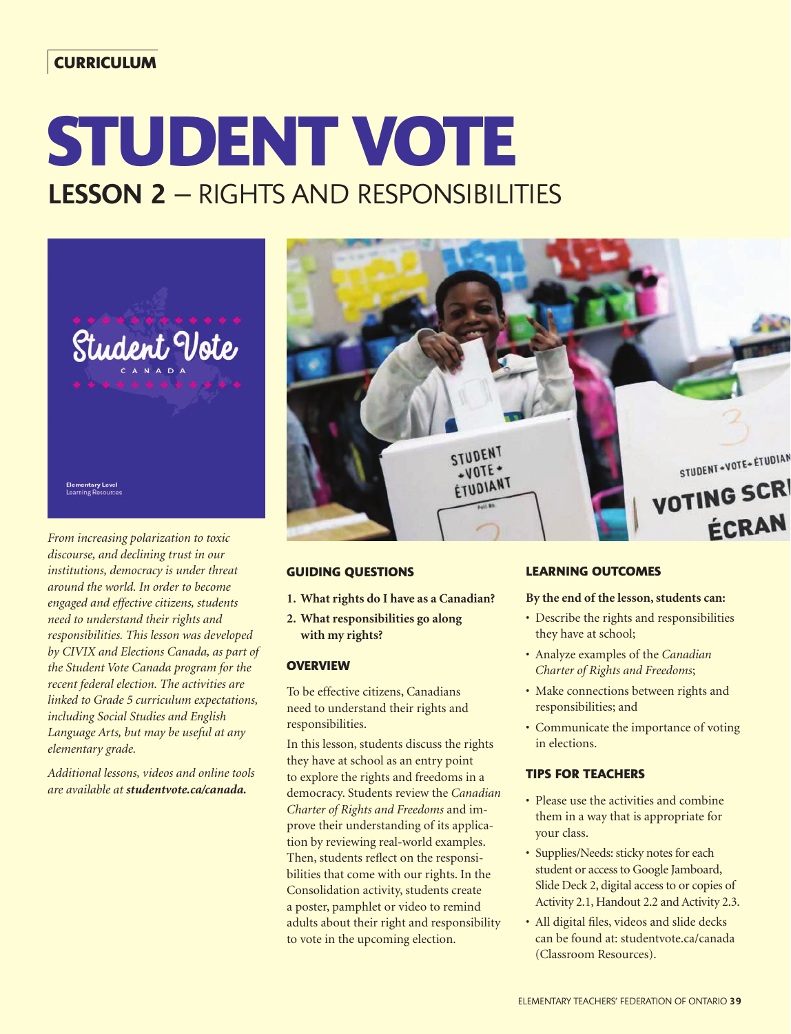CURRICULUM

# STUDENT VOTE

## LESSON 2 – RIGHTS AND RESPONSIBILITIES

*From increasing polarization to toxic discourse, and declining trust in our institutions, democracy is under threat around the world. In order to become engaged and effective citizens, students need to understand their rights and responsibilities. This lesson was developed by CIVIX and Elections Canada, as part of the Student Vote Canada program for the recent federal election. The activities are linked to Grade 5 curriculum expectations, including Social Studies and English Language Arts, but may be useful at any elementary grade.*

*Additional lessons, videos and online tools are available at **studentvote.ca/canada.***

### GUIDING QUESTIONS

1. **What rights do I have as a Canadian?**
2. **What responsibilities go along with my rights?**

### OVERVIEW

To be effective citizens, Canadians need to understand their rights and responsibilities.

In this lesson, students discuss the rights they have at school as an entry point to explore the rights and freedoms in a democracy. Students review the *Canadian Charter of Rights and Freedoms* and improve their understanding of its application by reviewing real-world examples. Then, students reflect on the responsibilities that come with our rights. In the Consolidation activity, students create a poster, pamphlet or video to remind adults about their right and responsibility to vote in the upcoming election.

### LEARNING OUTCOMES

**By the end of the lesson, students can:**

- Describe the rights and responsibilities they have at school;
- Analyze examples of the *Canadian Charter of Rights and Freedoms*;
- Make connections between rights and responsibilities; and
- Communicate the importance of voting in elections.

### TIPS FOR TEACHERS

- Please use the activities and combine them in a way that is appropriate for your class.
- Supplies/Needs: sticky notes for each student or access to Google Jamboard, Slide Deck 2, digital access to or copies of Activity 2.1, Handout 2.2 and Activity 2.3.
- All digital files, videos and slide decks can be found at: studentvote.ca/canada (Classroom Resources).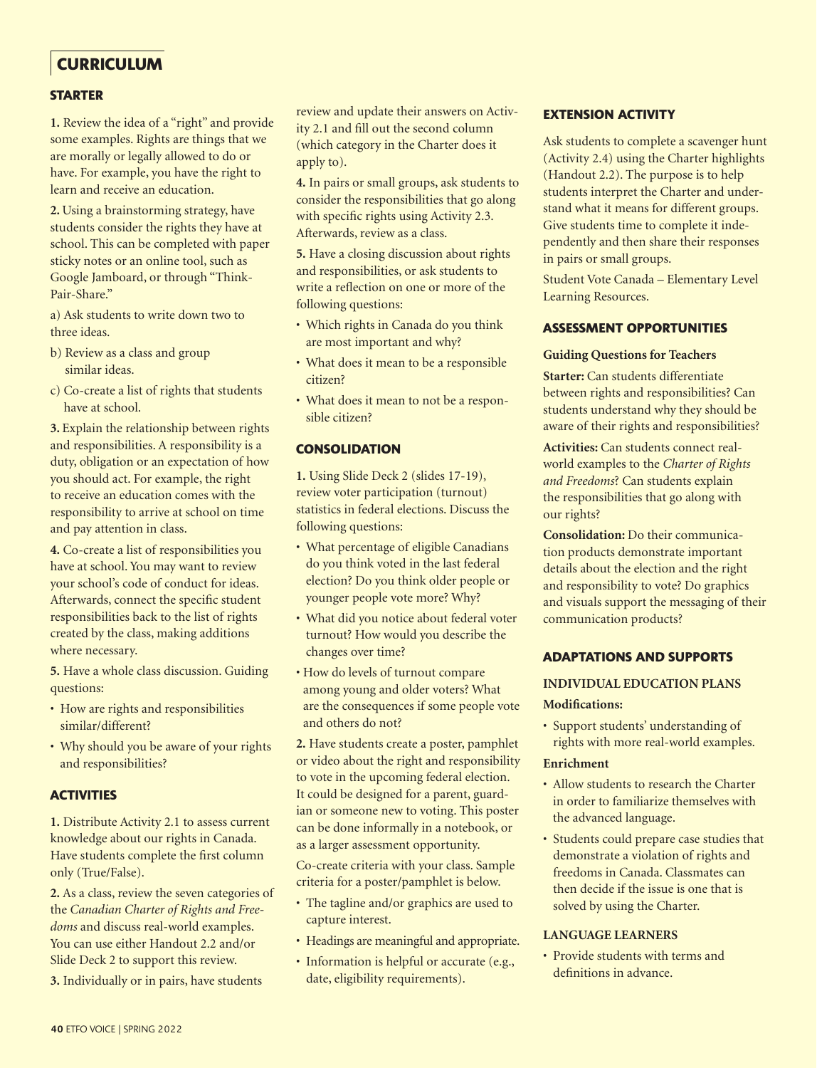## CURRICULUM

### STARTER

**1.** Review the idea of a "right" and provide some examples. Rights are things that we are morally or legally allowed to do or have. For example, you have the right to learn and receive an education.

**2.** Using a brainstorming strategy, have students consider the rights they have at school. This can be completed with paper sticky notes or an online tool, such as Google Jamboard, or through "Think-Pair-Share."

a) Ask students to write down two to three ideas.

b) Review as a class and group similar ideas.

c) Co-create a list of rights that students have at school.

**3.** Explain the relationship between rights and responsibilities. A responsibility is a duty, obligation or an expectation of how you should act. For example, the right to receive an education comes with the responsibility to arrive at school on time and pay attention in class.

**4.** Co-create a list of responsibilities you have at school. You may want to review your school's code of conduct for ideas. Afterwards, connect the specific student responsibilities back to the list of rights created by the class, making additions where necessary.

**5.** Have a whole class discussion. Guiding questions:

- How are rights and responsibilities similar/different?
- Why should you be aware of your rights and responsibilities?

### ACTIVITIES

**1.** Distribute Activity 2.1 to assess current knowledge about our rights in Canada. Have students complete the first column only (True/False).

**2.** As a class, review the seven categories of the *Canadian Charter of Rights and Freedoms* and discuss real-world examples. You can use either Handout 2.2 and/or Slide Deck 2 to support this review.

**3.** Individually or in pairs, have students review and update their answers on Activity 2.1 and fill out the second column (which category in the Charter does it apply to).

**4.** In pairs or small groups, ask students to consider the responsibilities that go along with specific rights using Activity 2.3. Afterwards, review as a class.

**5.** Have a closing discussion about rights and responsibilities, or ask students to write a reflection on one or more of the following questions:

- Which rights in Canada do you think are most important and why?
- What does it mean to be a responsible citizen?
- What does it mean to not be a responsible citizen?

### CONSOLIDATION

**1.** Using Slide Deck 2 (slides 17-19), review voter participation (turnout) statistics in federal elections. Discuss the following questions:

- What percentage of eligible Canadians do you think voted in the last federal election? Do you think older people or younger people vote more? Why?
- What did you notice about federal voter turnout? How would you describe the changes over time?
- How do levels of turnout compare among young and older voters? What are the consequences if some people vote and others do not?

**2.** Have students create a poster, pamphlet or video about the right and responsibility to vote in the upcoming federal election. It could be designed for a parent, guardian or someone new to voting. This poster can be done informally in a notebook, or as a larger assessment opportunity.

Co-create criteria with your class. Sample criteria for a poster/pamphlet is below.

- The tagline and/or graphics are used to capture interest.
- Headings are meaningful and appropriate.
- Information is helpful or accurate (e.g., date, eligibility requirements).

### EXTENSION ACTIVITY

Ask students to complete a scavenger hunt (Activity 2.4) using the Charter highlights (Handout 2.2). The purpose is to help students interpret the Charter and understand what it means for different groups. Give students time to complete it independently and then share their responses in pairs or small groups.

Student Vote Canada – Elementary Level Learning Resources.

### ASSESSMENT OPPORTUNITIES

**Guiding Questions for Teachers**

**Starter:** Can students differentiate between rights and responsibilities? Can students understand why they should be aware of their rights and responsibilities?

**Activities:** Can students connect real-world examples to the *Charter of Rights and Freedoms*? Can students explain the responsibilities that go along with our rights?

**Consolidation:** Do their communication products demonstrate important details about the election and the right and responsibility to vote? Do graphics and visuals support the messaging of their communication products?

### ADAPTATIONS AND SUPPORTS

**INDIVIDUAL EDUCATION PLANS**

**Modifications:**

- Support students' understanding of rights with more real-world examples.

**Enrichment**

- Allow students to research the Charter in order to familiarize themselves with the advanced language.
- Students could prepare case studies that demonstrate a violation of rights and freedoms in Canada. Classmates can then decide if the issue is one that is solved by using the Charter.

**LANGUAGE LEARNERS**

- Provide students with terms and definitions in advance.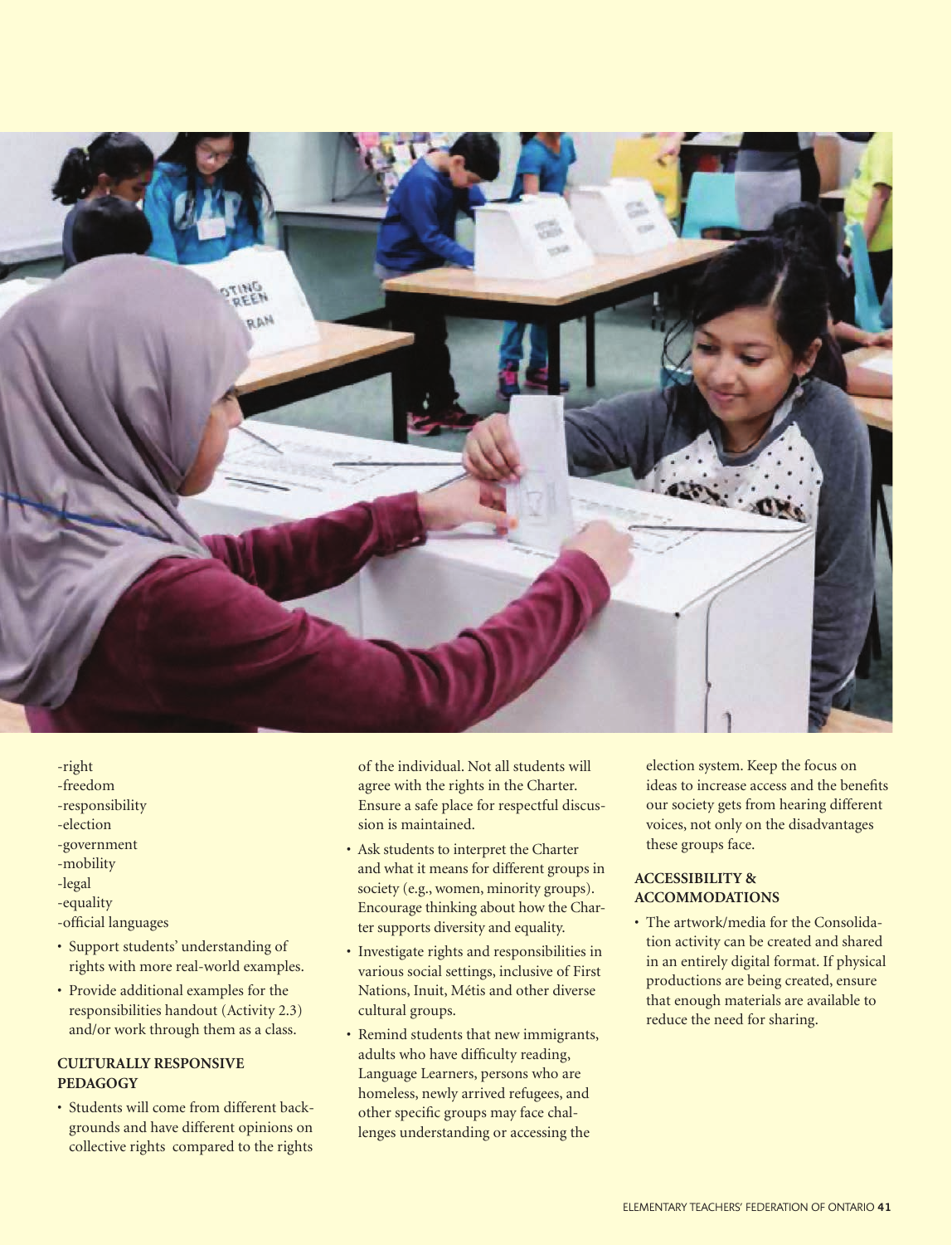-right
-freedom
-responsibility
-election
-government
-mobility
-legal
-equality
-official languages

- Support students' understanding of rights with more real-world examples.
- Provide additional examples for the responsibilities handout (Activity 2.3) and/or work through them as a class.

#### CULTURALLY RESPONSIVE PEDAGOGY

- Students will come from different backgrounds and have different opinions on collective rights compared to the rights of the individual. Not all students will agree with the rights in the Charter. Ensure a safe place for respectful discussion is maintained.
- Ask students to interpret the Charter and what it means for different groups in society (e.g., women, minority groups). Encourage thinking about how the Charter supports diversity and equality.
- Investigate rights and responsibilities in various social settings, inclusive of First Nations, Inuit, Métis and other diverse cultural groups.
- Remind students that new immigrants, adults who have difficulty reading, Language Learners, persons who are homeless, newly arrived refugees, and other specific groups may face challenges understanding or accessing the election system. Keep the focus on ideas to increase access and the benefits our society gets from hearing different voices, not only on the disadvantages these groups face.

#### ACCESSIBILITY & ACCOMMODATIONS

- The artwork/media for the Consolidation activity can be created and shared in an entirely digital format. If physical productions are being created, ensure that enough materials are available to reduce the need for sharing.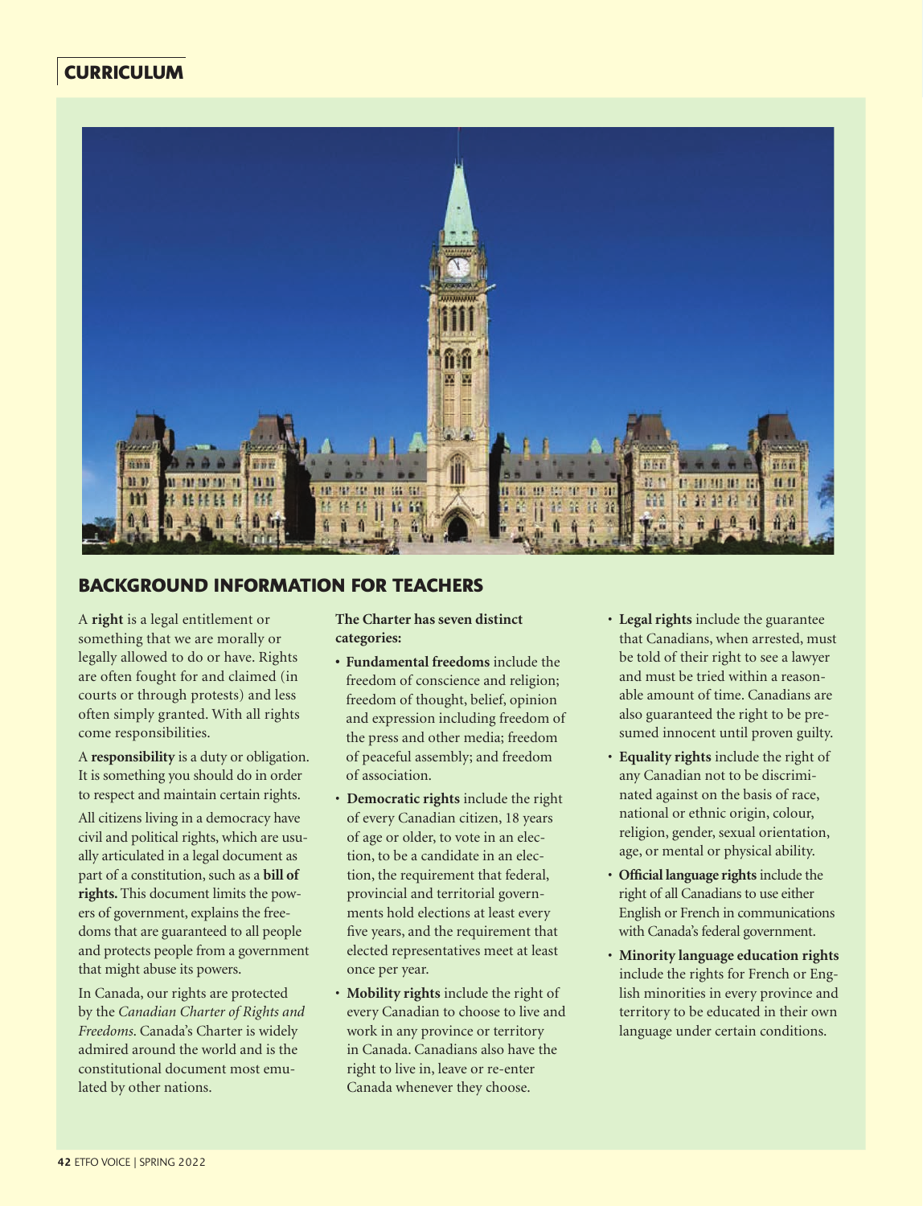## CURRICULUM

## BACKGROUND INFORMATION FOR TEACHERS

A **right** is a legal entitlement or something that we are morally or legally allowed to do or have. Rights are often fought for and claimed (in courts or through protests) and less often simply granted. With all rights come responsibilities.

A **responsibility** is a duty or obligation. It is something you should do in order to respect and maintain certain rights.

All citizens living in a democracy have civil and political rights, which are usually articulated in a legal document as part of a constitution, such as a **bill of rights.** This document limits the powers of government, explains the freedoms that are guaranteed to all people and protects people from a government that might abuse its powers.

In Canada, our rights are protected by the *Canadian Charter of Rights and Freedoms*. Canada's Charter is widely admired around the world and is the constitutional document most emulated by other nations.

**The Charter has seven distinct categories:**

- **Fundamental freedoms** include the freedom of conscience and religion; freedom of thought, belief, opinion and expression including freedom of the press and other media; freedom of peaceful assembly; and freedom of association.
- **Democratic rights** include the right of every Canadian citizen, 18 years of age or older, to vote in an election, to be a candidate in an election, the requirement that federal, provincial and territorial governments hold elections at least every five years, and the requirement that elected representatives meet at least once per year.
- **Mobility rights** include the right of every Canadian to choose to live and work in any province or territory in Canada. Canadians also have the right to live in, leave or re-enter Canada whenever they choose.
- **Legal rights** include the guarantee that Canadians, when arrested, must be told of their right to see a lawyer and must be tried within a reasonable amount of time. Canadians are also guaranteed the right to be presumed innocent until proven guilty.
- **Equality rights** include the right of any Canadian not to be discriminated against on the basis of race, national or ethnic origin, colour, religion, gender, sexual orientation, age, or mental or physical ability.
- **Official language rights** include the right of all Canadians to use either English or French in communications with Canada's federal government.
- **Minority language education rights** include the rights for French or English minorities in every province and territory to be educated in their own language under certain conditions.